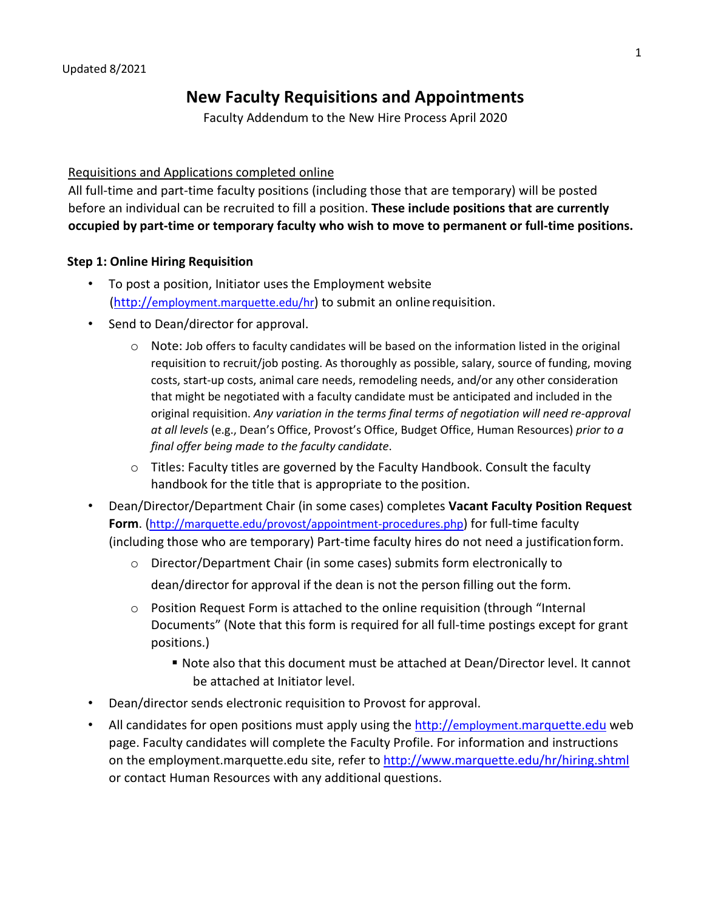Updated 8/2021

# New Faculty Requisitions and Appointments

Faculty Addendum to the New Hire Process April 2020

Requisitions and Applications completed online

All full-time and part-time faculty positions (including those that are temporary) will be posted before an individual can be recruited to fill a position. **These include positions that are currently occupied by part-time or temporary faculty who wish to move to permanent or full-time positions.**

### Step 1: Online Hiring Requisition

- To post a position, Initiator uses the Employment website (http://employment.marquette.edu/hr) to submit an online requisition.
- Send to Dean/director for approval.
  - Note: Job offers to faculty candidates will be based on the information listed in the original requisition to recruit/job posting. As thoroughly as possible, salary, source of funding, moving costs, start-up costs, animal care needs, remodeling needs, and/or any other consideration that might be negotiated with a faculty candidate must be anticipated and included in the original requisition. *Any variation in the terms final terms of negotiation will need re-approval at all levels* (e.g., Dean's Office, Provost's Office, Budget Office, Human Resources) *prior to a final offer being made to the faculty candidate*.
  - Titles: Faculty titles are governed by the Faculty Handbook. Consult the faculty handbook for the title that is appropriate to the position.
- Dean/Director/Department Chair (in some cases) completes **Vacant Faculty Position Request Form**. (http://marquette.edu/provost/appointment-procedures.php) for full-time faculty (including those who are temporary) Part-time faculty hires do not need a justification form.
  - Director/Department Chair (in some cases) submits form electronically to dean/director for approval if the dean is not the person filling out the form.
  - Position Request Form is attached to the online requisition (through "Internal Documents" (Note that this form is required for all full-time postings except for grant positions.)
    - Note also that this document must be attached at Dean/Director level. It cannot be attached at Initiator level.
- Dean/director sends electronic requisition to Provost for approval.
- All candidates for open positions must apply using the http://employment.marquette.edu web page. Faculty candidates will complete the Faculty Profile. For information and instructions on the employment.marquette.edu site, refer to http://www.marquette.edu/hr/hiring.shtml or contact Human Resources with any additional questions.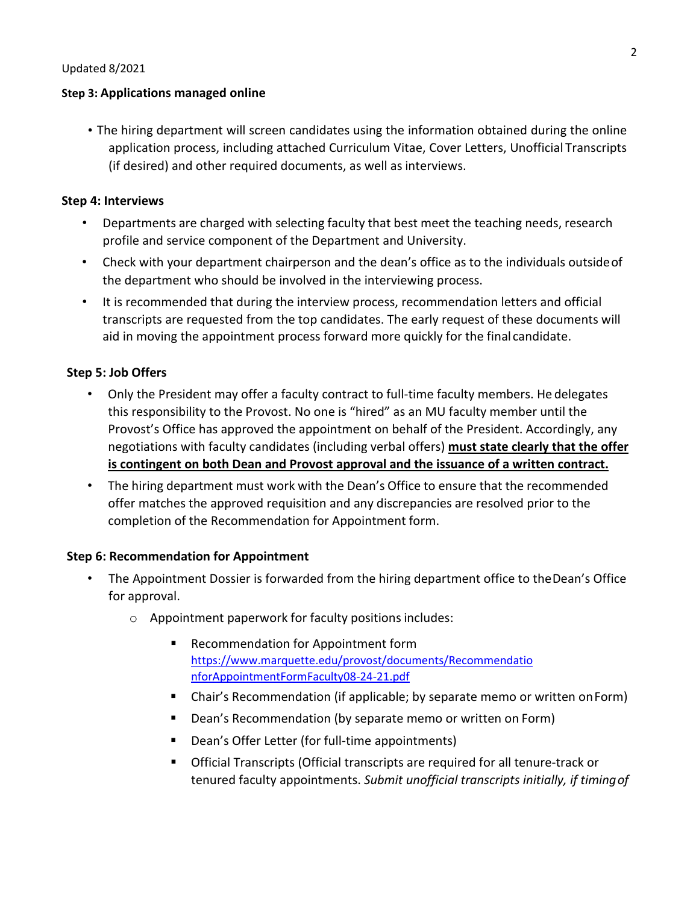Updated 8/2021

**Step 3: Applications managed online**

- The hiring department will screen candidates using the information obtained during the online application process, including attached Curriculum Vitae, Cover Letters, Unofficial Transcripts (if desired) and other required documents, as well as interviews.

**Step 4: Interviews**

- Departments are charged with selecting faculty that best meet the teaching needs, research profile and service component of the Department and University.
- Check with your department chairperson and the dean's office as to the individuals outside of the department who should be involved in the interviewing process.
- It is recommended that during the interview process, recommendation letters and official transcripts are requested from the top candidates. The early request of these documents will aid in moving the appointment process forward more quickly for the final candidate.

**Step 5: Job Offers**

- Only the President may offer a faculty contract to full-time faculty members. He delegates this responsibility to the Provost. No one is "hired" as an MU faculty member until the Provost's Office has approved the appointment on behalf of the President. Accordingly, any negotiations with faculty candidates (including verbal offers) **<u>must state clearly that the offer is contingent on both Dean and Provost approval and the issuance of a written contract.</u>**
- The hiring department must work with the Dean's Office to ensure that the recommended offer matches the approved requisition and any discrepancies are resolved prior to the completion of the Recommendation for Appointment form.

**Step 6: Recommendation for Appointment**

- The Appointment Dossier is forwarded from the hiring department office to the Dean's Office for approval.
  - Appointment paperwork for faculty positions includes:
    - Recommendation for Appointment form https://www.marquette.edu/provost/documents/RecommendationforAppointmentFormFaculty08-24-21.pdf
    - Chair's Recommendation (if applicable; by separate memo or written on Form)
    - Dean's Recommendation (by separate memo or written on Form)
    - Dean's Offer Letter (for full-time appointments)
    - Official Transcripts (Official transcripts are required for all tenure-track or tenured faculty appointments. *Submit unofficial transcripts initially, if timing of*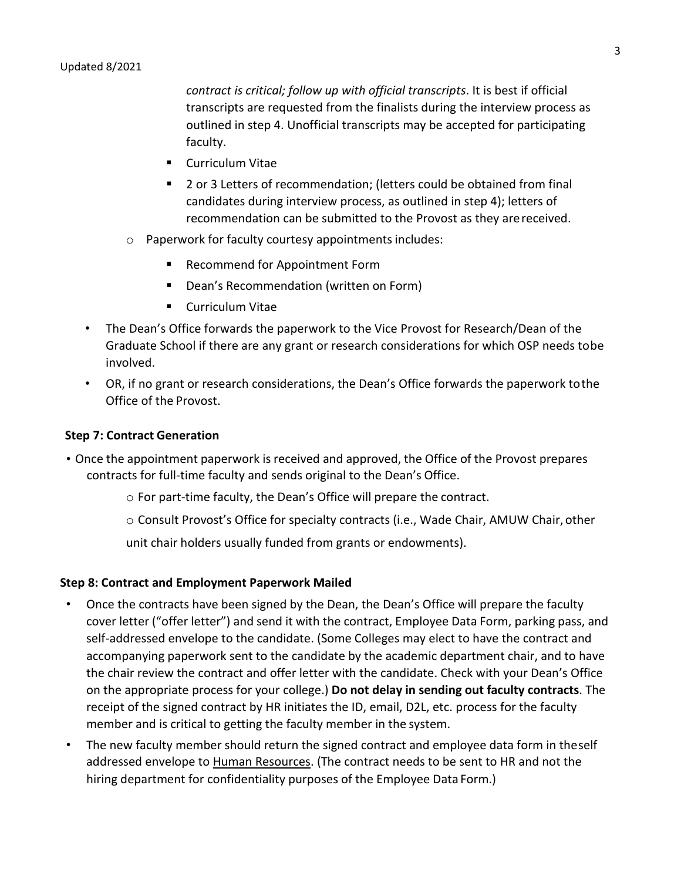*contract is critical; follow up with official transcripts*. It is best if official transcripts are requested from the finalists during the interview process as outlined in step 4. Unofficial transcripts may be accepted for participating faculty.

        - Curriculum Vitae
        - 2 or 3 Letters of recommendation; (letters could be obtained from final candidates during interview process, as outlined in step 4); letters of recommendation can be submitted to the Provost as they are received.
    - Paperwork for faculty courtesy appointments includes:
        - Recommend for Appointment Form
        - Dean's Recommendation (written on Form)
        - Curriculum Vitae
- The Dean's Office forwards the paperwork to the Vice Provost for Research/Dean of the Graduate School if there are any grant or research considerations for which OSP needs to be involved.
- OR, if no grant or research considerations, the Dean's Office forwards the paperwork to the Office of the Provost.

**Step 7: Contract Generation**

- Once the appointment paperwork is received and approved, the Office of the Provost prepares contracts for full-time faculty and sends original to the Dean's Office.
    - For part-time faculty, the Dean's Office will prepare the contract.
    - Consult Provost's Office for specialty contracts (i.e., Wade Chair, AMUW Chair, other unit chair holders usually funded from grants or endowments).

**Step 8: Contract and Employment Paperwork Mailed**

- Once the contracts have been signed by the Dean, the Dean's Office will prepare the faculty cover letter ("offer letter") and send it with the contract, Employee Data Form, parking pass, and self-addressed envelope to the candidate. (Some Colleges may elect to have the contract and accompanying paperwork sent to the candidate by the academic department chair, and to have the chair review the contract and offer letter with the candidate. Check with your Dean's Office on the appropriate process for your college.) **Do not delay in sending out faculty contracts**. The receipt of the signed contract by HR initiates the ID, email, D2L, etc. process for the faculty member and is critical to getting the faculty member in the system.
- The new faculty member should return the signed contract and employee data form in the self addressed envelope to Human Resources. (The contract needs to be sent to HR and not the hiring department for confidentiality purposes of the Employee Data Form.)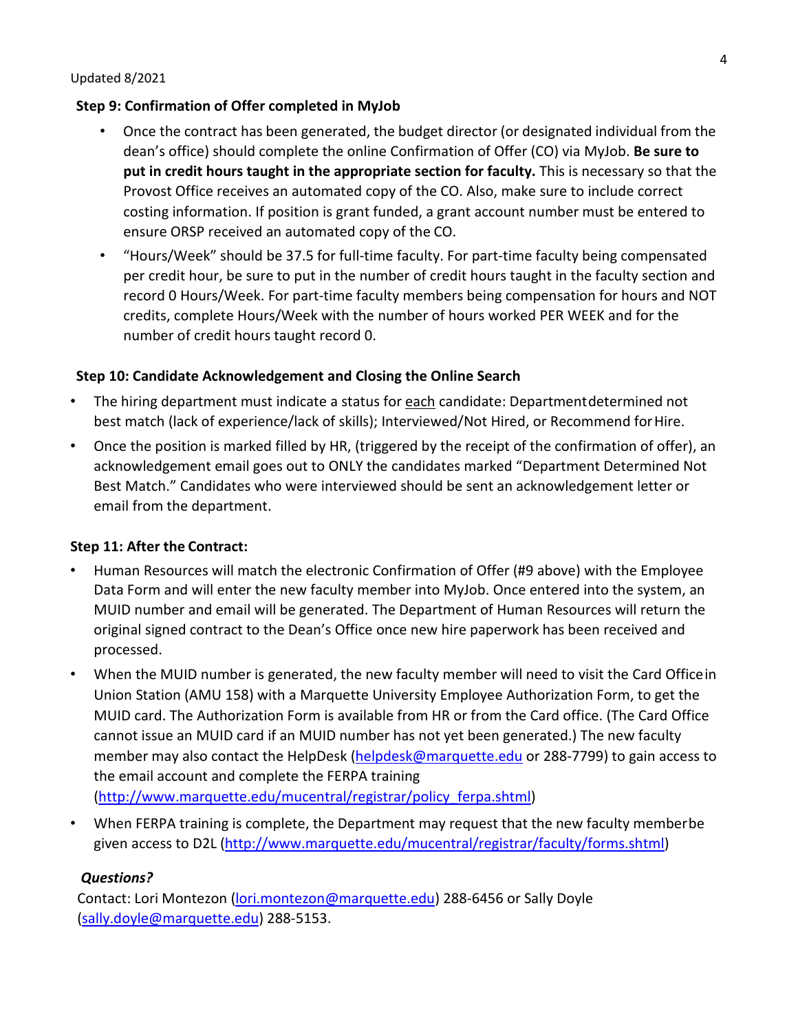Updated 8/2021

**Step 9: Confirmation of Offer completed in MyJob**

- Once the contract has been generated, the budget director (or designated individual from the dean's office) should complete the online Confirmation of Offer (CO) via MyJob. **Be sure to put in credit hours taught in the appropriate section for faculty.** This is necessary so that the Provost Office receives an automated copy of the CO. Also, make sure to include correct costing information. If position is grant funded, a grant account number must be entered to ensure ORSP received an automated copy of the CO.
- "Hours/Week" should be 37.5 for full-time faculty. For part-time faculty being compensated per credit hour, be sure to put in the number of credit hours taught in the faculty section and record 0 Hours/Week. For part-time faculty members being compensation for hours and NOT credits, complete Hours/Week with the number of hours worked PER WEEK and for the number of credit hours taught record 0.

**Step 10: Candidate Acknowledgement and Closing the Online Search**

- The hiring department must indicate a status for <u>each</u> candidate: Department determined not best match (lack of experience/lack of skills); Interviewed/Not Hired, or Recommend for Hire.
- Once the position is marked filled by HR, (triggered by the receipt of the confirmation of offer), an acknowledgement email goes out to ONLY the candidates marked "Department Determined Not Best Match." Candidates who were interviewed should be sent an acknowledgement letter or email from the department.

**Step 11: After the Contract:**

- Human Resources will match the electronic Confirmation of Offer (#9 above) with the Employee Data Form and will enter the new faculty member into MyJob. Once entered into the system, an MUID number and email will be generated. The Department of Human Resources will return the original signed contract to the Dean's Office once new hire paperwork has been received and processed.
- When the MUID number is generated, the new faculty member will need to visit the Card Office in Union Station (AMU 158) with a Marquette University Employee Authorization Form, to get the MUID card. The Authorization Form is available from HR or from the Card office. (The Card Office cannot issue an MUID card if an MUID number has not yet been generated.) The new faculty member may also contact the HelpDesk (helpdesk@marquette.edu or 288-7799) to gain access to the email account and complete the FERPA training (http://www.marquette.edu/mucentral/registrar/policy_ferpa.shtml)
- When FERPA training is complete, the Department may request that the new faculty member be given access to D2L (http://www.marquette.edu/mucentral/registrar/faculty/forms.shtml)

***Questions?***

Contact: Lori Montezon (lori.montezon@marquette.edu) 288-6456 or Sally Doyle (sally.doyle@marquette.edu) 288-5153.